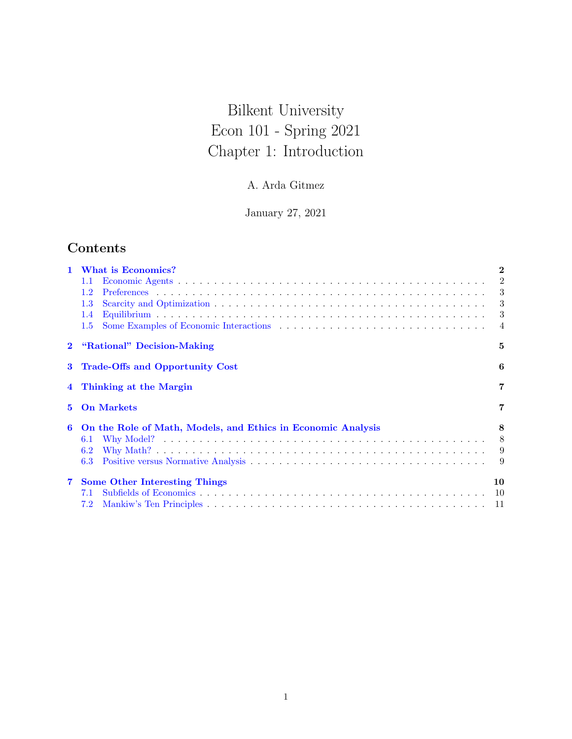# Bilkent University
# Econ 101 - Spring 2021
# Chapter 1: Introduction

A. Arda Gitmez

January 27, 2021

## Contents

- **1 What is Economics?** — 2
  - 1.1 Economic Agents — 2
  - 1.2 Preferences — 3
  - 1.3 Scarcity and Optimization — 3
  - 1.4 Equilibrium — 3
  - 1.5 Some Examples of Economic Interactions — 4
- **2 "Rational" Decision-Making** — 5
- **3 Trade-Offs and Opportunity Cost** — 6
- **4 Thinking at the Margin** — 7
- **5 On Markets** — 7
- **6 On the Role of Math, Models, and Ethics in Economic Analysis** — 8
  - 6.1 Why Model? — 8
  - 6.2 Why Math? — 9
  - 6.3 Positive versus Normative Analysis — 9
- **7 Some Other Interesting Things** — 10
  - 7.1 Subfields of Economics — 10
  - 7.2 Mankiw's Ten Principles — 11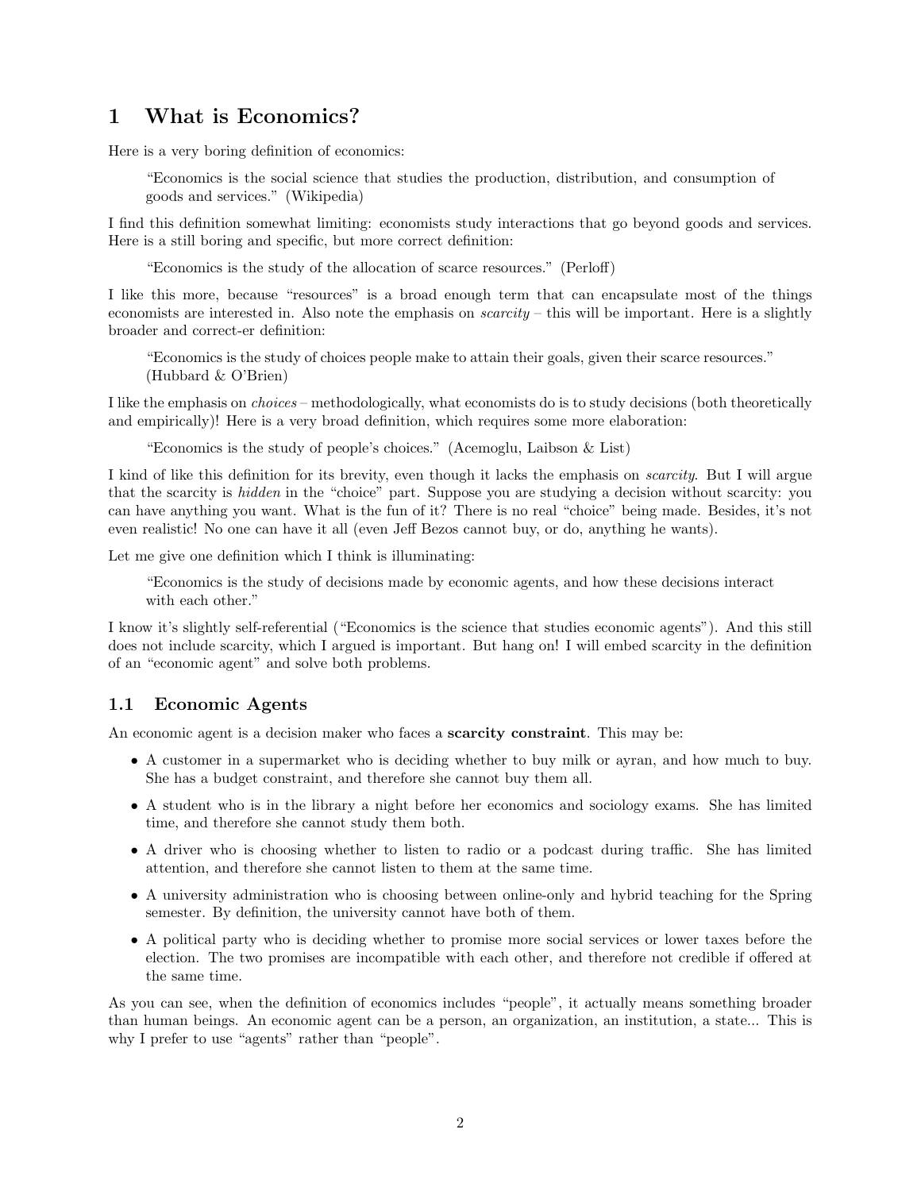# 1 What is Economics?

Here is a very boring definition of economics:

> "Economics is the social science that studies the production, distribution, and consumption of goods and services." (Wikipedia)

I find this definition somewhat limiting: economists study interactions that go beyond goods and services. Here is a still boring and specific, but more correct definition:

> "Economics is the study of the allocation of scarce resources." (Perloff)

I like this more, because "resources" is a broad enough term that can encapsulate most of the things economists are interested in. Also note the emphasis on *scarcity* – this will be important. Here is a slightly broader and correct-er definition:

> "Economics is the study of choices people make to attain their goals, given their scarce resources." (Hubbard & O'Brien)

I like the emphasis on *choices* – methodologically, what economists do is to study decisions (both theoretically and empirically)! Here is a very broad definition, which requires some more elaboration:

> "Economics is the study of people's choices." (Acemoglu, Laibson & List)

I kind of like this definition for its brevity, even though it lacks the emphasis on *scarcity*. But I will argue that the scarcity is *hidden* in the "choice" part. Suppose you are studying a decision without scarcity: you can have anything you want. What is the fun of it? There is no real "choice" being made. Besides, it's not even realistic! No one can have it all (even Jeff Bezos cannot buy, or do, anything he wants).

Let me give one definition which I think is illuminating:

> "Economics is the study of decisions made by economic agents, and how these decisions interact with each other."

I know it's slightly self-referential ("Economics is the science that studies economic agents"). And this still does not include scarcity, which I argued is important. But hang on! I will embed scarcity in the definition of an "economic agent" and solve both problems.

## 1.1 Economic Agents

An economic agent is a decision maker who faces a **scarcity constraint**. This may be:

- A customer in a supermarket who is deciding whether to buy milk or ayran, and how much to buy. She has a budget constraint, and therefore she cannot buy them all.
- A student who is in the library a night before her economics and sociology exams. She has limited time, and therefore she cannot study them both.
- A driver who is choosing whether to listen to radio or a podcast during traffic. She has limited attention, and therefore she cannot listen to them at the same time.
- A university administration who is choosing between online-only and hybrid teaching for the Spring semester. By definition, the university cannot have both of them.
- A political party who is deciding whether to promise more social services or lower taxes before the election. The two promises are incompatible with each other, and therefore not credible if offered at the same time.

As you can see, when the definition of economics includes "people", it actually means something broader than human beings. An economic agent can be a person, an organization, an institution, a state... This is why I prefer to use "agents" rather than "people".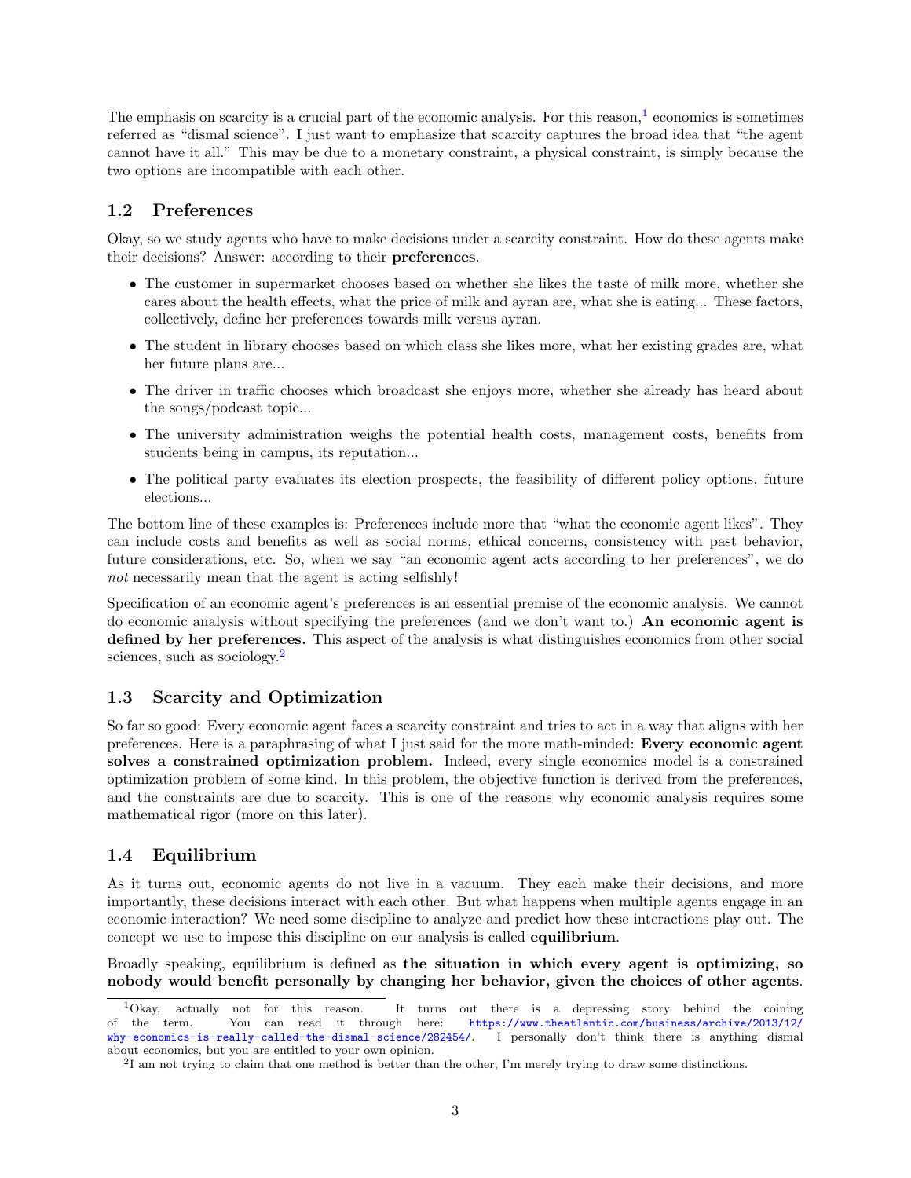The emphasis on scarcity is a crucial part of the economic analysis. For this reason,[1] economics is sometimes referred as "dismal science". I just want to emphasize that scarcity captures the broad idea that "the agent cannot have it all." This may be due to a monetary constraint, a physical constraint, is simply because the two options are incompatible with each other.

## 1.2 Preferences

Okay, so we study agents who have to make decisions under a scarcity constraint. How do these agents make their decisions? Answer: according to their **preferences**.

- The customer in supermarket chooses based on whether she likes the taste of milk more, whether she cares about the health effects, what the price of milk and ayran are, what she is eating... These factors, collectively, define her preferences towards milk versus ayran.
- The student in library chooses based on which class she likes more, what her existing grades are, what her future plans are...
- The driver in traffic chooses which broadcast she enjoys more, whether she already has heard about the songs/podcast topic...
- The university administration weighs the potential health costs, management costs, benefits from students being in campus, its reputation...
- The political party evaluates its election prospects, the feasibility of different policy options, future elections...

The bottom line of these examples is: Preferences include more that "what the economic agent likes". They can include costs and benefits as well as social norms, ethical concerns, consistency with past behavior, future considerations, etc. So, when we say "an economic agent acts according to her preferences", we do *not* necessarily mean that the agent is acting selfishly!

Specification of an economic agent's preferences is an essential premise of the economic analysis. We cannot do economic analysis without specifying the preferences (and we don't want to.) **An economic agent is defined by her preferences.** This aspect of the analysis is what distinguishes economics from other social sciences, such as sociology.[2]

## 1.3 Scarcity and Optimization

So far so good: Every economic agent faces a scarcity constraint and tries to act in a way that aligns with her preferences. Here is a paraphrasing of what I just said for the more math-minded: **Every economic agent solves a constrained optimization problem.** Indeed, every single economics model is a constrained optimization problem of some kind. In this problem, the objective function is derived from the preferences, and the constraints are due to scarcity. This is one of the reasons why economic analysis requires some mathematical rigor (more on this later).

## 1.4 Equilibrium

As it turns out, economic agents do not live in a vacuum. They each make their decisions, and more importantly, these decisions interact with each other. But what happens when multiple agents engage in an economic interaction? We need some discipline to analyze and predict how these interactions play out. The concept we use to impose this discipline on our analysis is called **equilibrium**.

Broadly speaking, equilibrium is defined as **the situation in which every agent is optimizing, so nobody would benefit personally by changing her behavior, given the choices of other agents**.

---

[1] Okay, actually not for this reason. It turns out there is a depressing story behind the coining of the term. You can read it through here: https://www.theatlantic.com/business/archive/2013/12/why-economics-is-really-called-the-dismal-science/282454/. I personally don't think there is anything dismal about economics, but you are entitled to your own opinion.

[2] I am not trying to claim that one method is better than the other, I'm merely trying to draw some distinctions.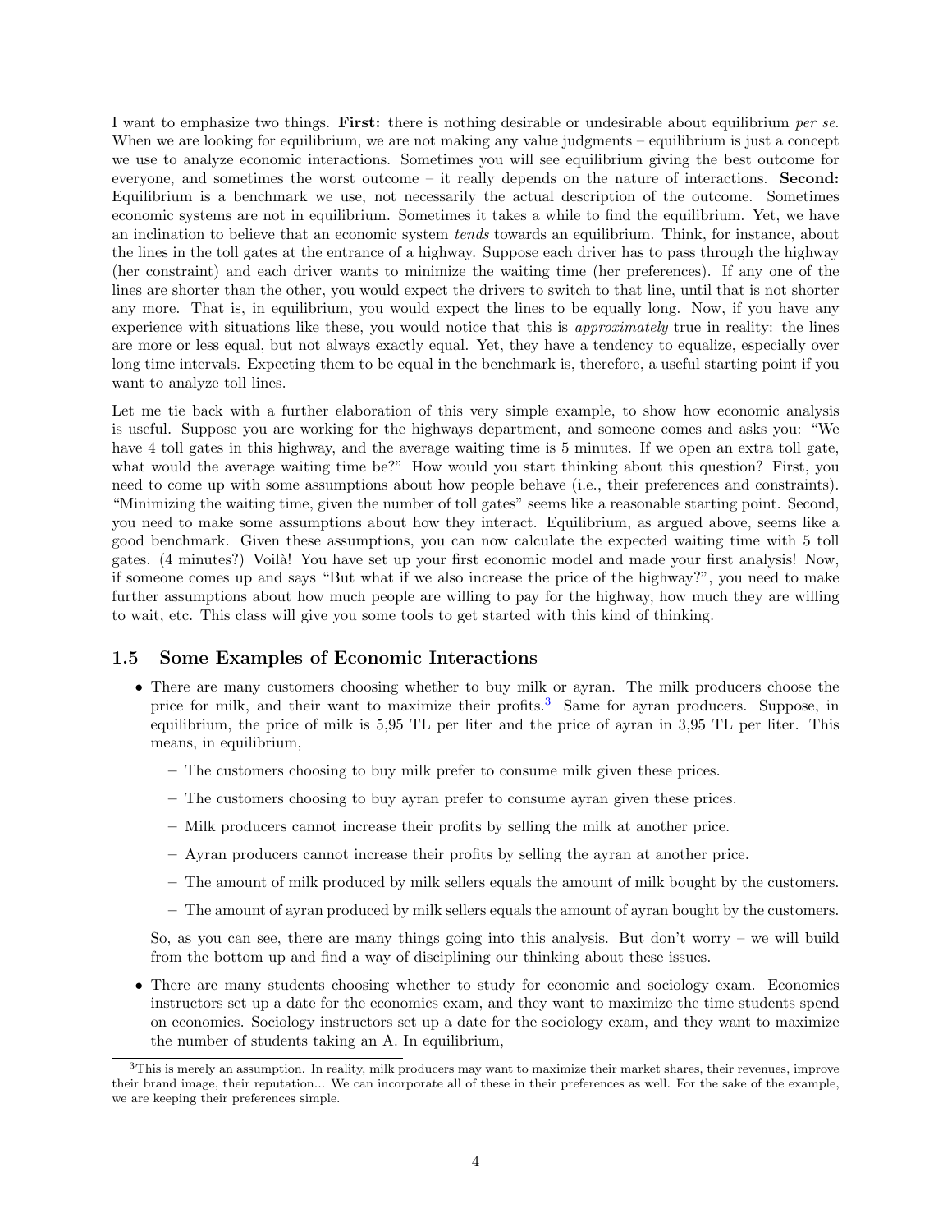I want to emphasize two things. **First:** there is nothing desirable or undesirable about equilibrium *per se*. When we are looking for equilibrium, we are not making any value judgments – equilibrium is just a concept we use to analyze economic interactions. Sometimes you will see equilibrium giving the best outcome for everyone, and sometimes the worst outcome – it really depends on the nature of interactions. **Second:** Equilibrium is a benchmark we use, not necessarily the actual description of the outcome. Sometimes economic systems are not in equilibrium. Sometimes it takes a while to find the equilibrium. Yet, we have an inclination to believe that an economic system *tends* towards an equilibrium. Think, for instance, about the lines in the toll gates at the entrance of a highway. Suppose each driver has to pass through the highway (her constraint) and each driver wants to minimize the waiting time (her preferences). If any one of the lines are shorter than the other, you would expect the drivers to switch to that line, until that is not shorter any more. That is, in equilibrium, you would expect the lines to be equally long. Now, if you have any experience with situations like these, you would notice that this is *approximately* true in reality: the lines are more or less equal, but not always exactly equal. Yet, they have a tendency to equalize, especially over long time intervals. Expecting them to be equal in the benchmark is, therefore, a useful starting point if you want to analyze toll lines.

Let me tie back with a further elaboration of this very simple example, to show how economic analysis is useful. Suppose you are working for the highways department, and someone comes and asks you: "We have 4 toll gates in this highway, and the average waiting time is 5 minutes. If we open an extra toll gate, what would the average waiting time be?" How would you start thinking about this question? First, you need to come up with some assumptions about how people behave (i.e., their preferences and constraints). "Minimizing the waiting time, given the number of toll gates" seems like a reasonable starting point. Second, you need to make some assumptions about how they interact. Equilibrium, as argued above, seems like a good benchmark. Given these assumptions, you can now calculate the expected waiting time with 5 toll gates. (4 minutes?) Voilà! You have set up your first economic model and made your first analysis! Now, if someone comes up and says "But what if we also increase the price of the highway?", you need to make further assumptions about how much people are willing to pay for the highway, how much they are willing to wait, etc. This class will give you some tools to get started with this kind of thinking.

## 1.5 Some Examples of Economic Interactions

- There are many customers choosing whether to buy milk or ayran. The milk producers choose the price for milk, and their want to maximize their profits.[3] Same for ayran producers. Suppose, in equilibrium, the price of milk is 5,95 TL per liter and the price of ayran in 3,95 TL per liter. This means, in equilibrium,
  - The customers choosing to buy milk prefer to consume milk given these prices.
  - The customers choosing to buy ayran prefer to consume ayran given these prices.
  - Milk producers cannot increase their profits by selling the milk at another price.
  - Ayran producers cannot increase their profits by selling the ayran at another price.
  - The amount of milk produced by milk sellers equals the amount of milk bought by the customers.
  - The amount of ayran produced by milk sellers equals the amount of ayran bought by the customers.

  So, as you can see, there are many things going into this analysis. But don't worry – we will build from the bottom up and find a way of disciplining our thinking about these issues.

- There are many students choosing whether to study for economic and sociology exam. Economics instructors set up a date for the economics exam, and they want to maximize the time students spend on economics. Sociology instructors set up a date for the sociology exam, and they want to maximize the number of students taking an A. In equilibrium,

[3] This is merely an assumption. In reality, milk producers may want to maximize their market shares, their revenues, improve their brand image, their reputation... We can incorporate all of these in their preferences as well. For the sake of the example, we are keeping their preferences simple.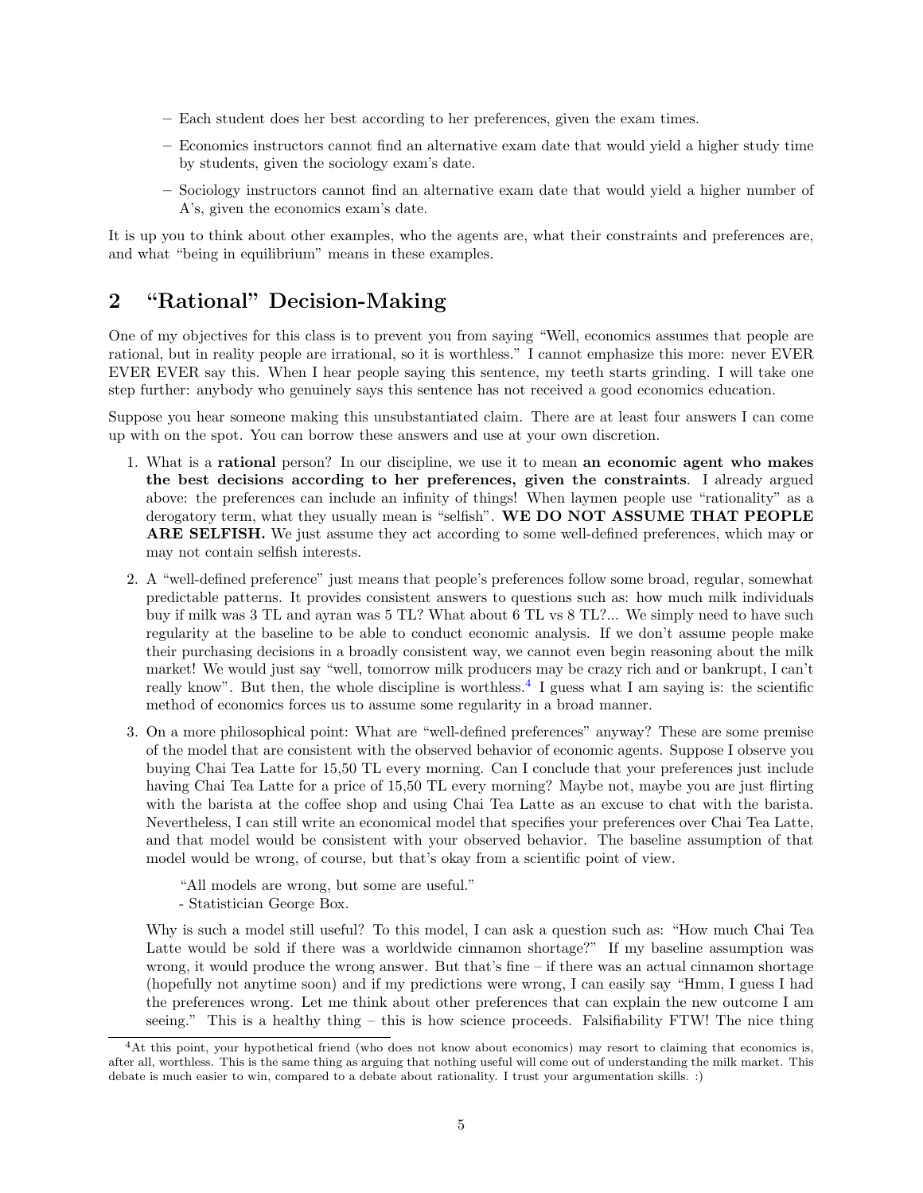- Each student does her best according to her preferences, given the exam times.
- Economics instructors cannot find an alternative exam date that would yield a higher study time by students, given the sociology exam's date.
- Sociology instructors cannot find an alternative exam date that would yield a higher number of A's, given the economics exam's date.

It is up you to think about other examples, who the agents are, what their constraints and preferences are, and what "being in equilibrium" means in these examples.

## 2 "Rational" Decision-Making

One of my objectives for this class is to prevent you from saying "Well, economics assumes that people are rational, but in reality people are irrational, so it is worthless." I cannot emphasize this more: never EVER EVER EVER say this. When I hear people saying this sentence, my teeth starts grinding. I will take one step further: anybody who genuinely says this sentence has not received a good economics education.

Suppose you hear someone making this unsubstantiated claim. There are at least four answers I can come up with on the spot. You can borrow these answers and use at your own discretion.

1. What is a **rational** person? In our discipline, we use it to mean **an economic agent who makes the best decisions according to her preferences, given the constraints**. I already argued above: the preferences can include an infinity of things! When laymen people use "rationality" as a derogatory term, what they usually mean is "selfish". **WE DO NOT ASSUME THAT PEOPLE ARE SELFISH.** We just assume they act according to some well-defined preferences, which may or may not contain selfish interests.

2. A "well-defined preference" just means that people's preferences follow some broad, regular, somewhat predictable patterns. It provides consistent answers to questions such as: how much milk individuals buy if milk was 3 TL and ayran was 5 TL? What about 6 TL vs 8 TL?... We simply need to have such regularity at the baseline to be able to conduct economic analysis. If we don't assume people make their purchasing decisions in a broadly consistent way, we cannot even begin reasoning about the milk market! We would just say "well, tomorrow milk producers may be crazy rich and or bankrupt, I can't really know". But then, the whole discipline is worthless.[4] I guess what I am saying is: the scientific method of economics forces us to assume some regularity in a broad manner.

3. On a more philosophical point: What are "well-defined preferences" anyway? These are some premise of the model that are consistent with the observed behavior of economic agents. Suppose I observe you buying Chai Tea Latte for 15,50 TL every morning. Can I conclude that your preferences just include having Chai Tea Latte for a price of 15,50 TL every morning? Maybe not, maybe you are just flirting with the barista at the coffee shop and using Chai Tea Latte as an excuse to chat with the barista. Nevertheless, I can still write an economical model that specifies your preferences over Chai Tea Latte, and that model would be consistent with your observed behavior. The baseline assumption of that model would be wrong, of course, but that's okay from a scientific point of view.

   "All models are wrong, but some are useful."
   - Statistician George Box.

   Why is such a model still useful? To this model, I can ask a question such as: "How much Chai Tea Latte would be sold if there was a worldwide cinnamon shortage?" If my baseline assumption was wrong, it would produce the wrong answer. But that's fine – if there was an actual cinnamon shortage (hopefully not anytime soon) and if my predictions were wrong, I can easily say "Hmm, I guess I had the preferences wrong. Let me think about other preferences that can explain the new outcome I am seeing." This is a healthy thing – this is how science proceeds. Falsifiability FTW! The nice thing

[4] At this point, your hypothetical friend (who does not know about economics) may resort to claiming that economics is, after all, worthless. This is the same thing as arguing that nothing useful will come out of understanding the milk market. This debate is much easier to win, compared to a debate about rationality. I trust your argumentation skills. :)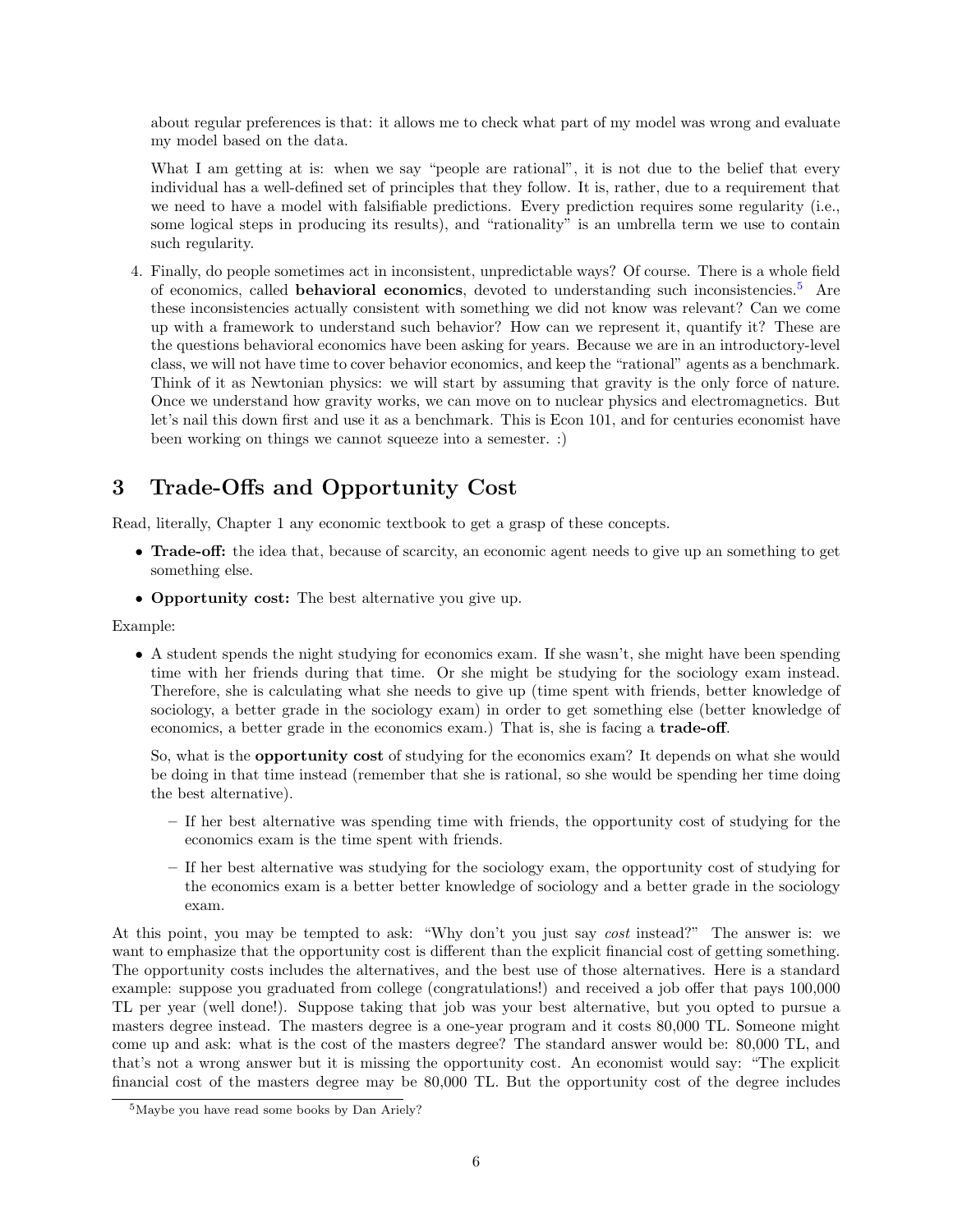about regular preferences is that: it allows me to check what part of my model was wrong and evaluate my model based on the data.

What I am getting at is: when we say "people are rational", it is not due to the belief that every individual has a well-defined set of principles that they follow. It is, rather, due to a requirement that we need to have a model with falsifiable predictions. Every prediction requires some regularity (i.e., some logical steps in producing its results), and "rationality" is an umbrella term we use to contain such regularity.

4. Finally, do people sometimes act in inconsistent, unpredictable ways? Of course. There is a whole field of economics, called **behavioral economics**, devoted to understanding such inconsistencies.[5] Are these inconsistencies actually consistent with something we did not know was relevant? Can we come up with a framework to understand such behavior? How can we represent it, quantify it? These are the questions behavioral economics have been asking for years. Because we are in an introductory-level class, we will not have time to cover behavior economics, and keep the "rational" agents as a benchmark. Think of it as Newtonian physics: we will start by assuming that gravity is the only force of nature. Once we understand how gravity works, we can move on to nuclear physics and electromagnetics. But let's nail this down first and use it as a benchmark. This is Econ 101, and for centuries economist have been working on things we cannot squeeze into a semester. :)

# 3 Trade-Offs and Opportunity Cost

Read, literally, Chapter 1 any economic textbook to get a grasp of these concepts.

- **Trade-off:** the idea that, because of scarcity, an economic agent needs to give up an something to get something else.
- **Opportunity cost:** The best alternative you give up.

Example:

- A student spends the night studying for economics exam. If she wasn't, she might have been spending time with her friends during that time. Or she might be studying for the sociology exam instead. Therefore, she is calculating what she needs to give up (time spent with friends, better knowledge of sociology, a better grade in the sociology exam) in order to get something else (better knowledge of economics, a better grade in the economics exam.) That is, she is facing a **trade-off**.

  So, what is the **opportunity cost** of studying for the economics exam? It depends on what she would be doing in that time instead (remember that she is rational, so she would be spending her time doing the best alternative).

  - If her best alternative was spending time with friends, the opportunity cost of studying for the economics exam is the time spent with friends.
  - If her best alternative was studying for the sociology exam, the opportunity cost of studying for the economics exam is a better better knowledge of sociology and a better grade in the sociology exam.

At this point, you may be tempted to ask: "Why don't you just say *cost* instead?" The answer is: we want to emphasize that the opportunity cost is different than the explicit financial cost of getting something. The opportunity costs includes the alternatives, and the best use of those alternatives. Here is a standard example: suppose you graduated from college (congratulations!) and received a job offer that pays 100,000 TL per year (well done!). Suppose taking that job was your best alternative, but you opted to pursue a masters degree instead. The masters degree is a one-year program and it costs 80,000 TL. Someone might come up and ask: what is the cost of the masters degree? The standard answer would be: 80,000 TL, and that's not a wrong answer but it is missing the opportunity cost. An economist would say: "The explicit financial cost of the masters degree may be 80,000 TL. But the opportunity cost of the degree includes

[5] Maybe you have read some books by Dan Ariely?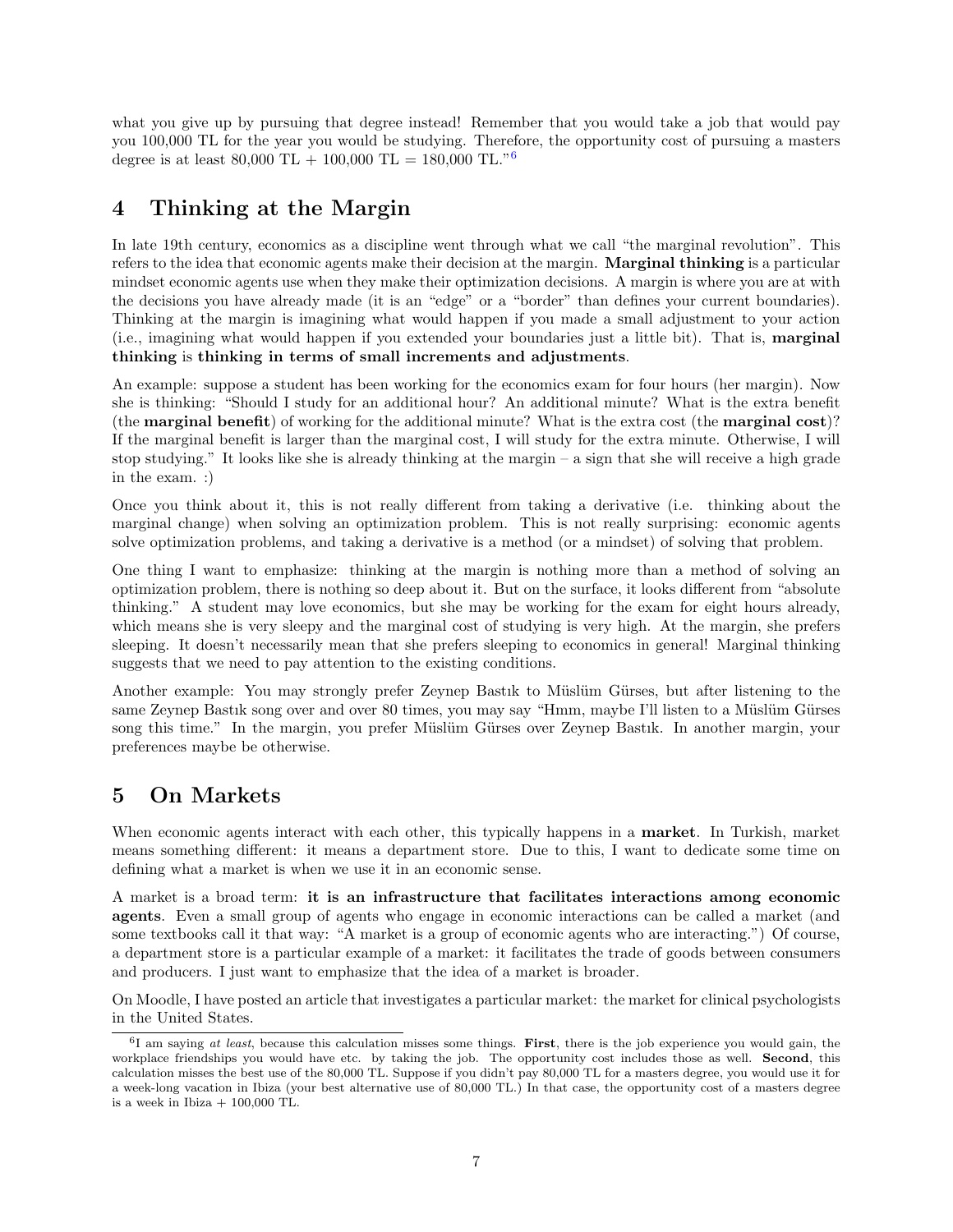what you give up by pursuing that degree instead! Remember that you would take a job that would pay you 100,000 TL for the year you would be studying. Therefore, the opportunity cost of pursuing a masters degree is at least 80,000 TL + 100,000 TL = 180,000 TL."[6]

## 4 Thinking at the Margin

In late 19th century, economics as a discipline went through what we call "the marginal revolution". This refers to the idea that economic agents make their decision at the margin. **Marginal thinking** is a particular mindset economic agents use when they make their optimization decisions. A margin is where you are at with the decisions you have already made (it is an "edge" or a "border" than defines your current boundaries). Thinking at the margin is imagining what would happen if you made a small adjustment to your action (i.e., imagining what would happen if you extended your boundaries just a little bit). That is, **marginal thinking** is **thinking in terms of small increments and adjustments**.

An example: suppose a student has been working for the economics exam for four hours (her margin). Now she is thinking: "Should I study for an additional hour? An additional minute? What is the extra benefit (the **marginal benefit**) of working for the additional minute? What is the extra cost (the **marginal cost**)? If the marginal benefit is larger than the marginal cost, I will study for the extra minute. Otherwise, I will stop studying." It looks like she is already thinking at the margin – a sign that she will receive a high grade in the exam. :)

Once you think about it, this is not really different from taking a derivative (i.e. thinking about the marginal change) when solving an optimization problem. This is not really surprising: economic agents solve optimization problems, and taking a derivative is a method (or a mindset) of solving that problem.

One thing I want to emphasize: thinking at the margin is nothing more than a method of solving an optimization problem, there is nothing so deep about it. But on the surface, it looks different from "absolute thinking." A student may love economics, but she may be working for the exam for eight hours already, which means she is very sleepy and the marginal cost of studying is very high. At the margin, she prefers sleeping. It doesn't necessarily mean that she prefers sleeping to economics in general! Marginal thinking suggests that we need to pay attention to the existing conditions.

Another example: You may strongly prefer Zeynep Bastık to Müslüm Gürses, but after listening to the same Zeynep Bastık song over and over 80 times, you may say "Hmm, maybe I'll listen to a Müslüm Gürses song this time." In the margin, you prefer Müslüm Gürses over Zeynep Bastık. In another margin, your preferences maybe be otherwise.

## 5 On Markets

When economic agents interact with each other, this typically happens in a **market**. In Turkish, market means something different: it means a department store. Due to this, I want to dedicate some time on defining what a market is when we use it in an economic sense.

A market is a broad term: **it is an infrastructure that facilitates interactions among economic agents**. Even a small group of agents who engage in economic interactions can be called a market (and some textbooks call it that way: "A market is a group of economic agents who are interacting.") Of course, a department store is a particular example of a market: it facilitates the trade of goods between consumers and producers. I just want to emphasize that the idea of a market is broader.

On Moodle, I have posted an article that investigates a particular market: the market for clinical psychologists in the United States.

[6] I am saying *at least*, because this calculation misses some things. **First**, there is the job experience you would gain, the workplace friendships you would have etc. by taking the job. The opportunity cost includes those as well. **Second**, this calculation misses the best use of the 80,000 TL. Suppose if you didn't pay 80,000 TL for a masters degree, you would use it for a week-long vacation in Ibiza (your best alternative use of 80,000 TL.) In that case, the opportunity cost of a masters degree is a week in Ibiza + 100,000 TL.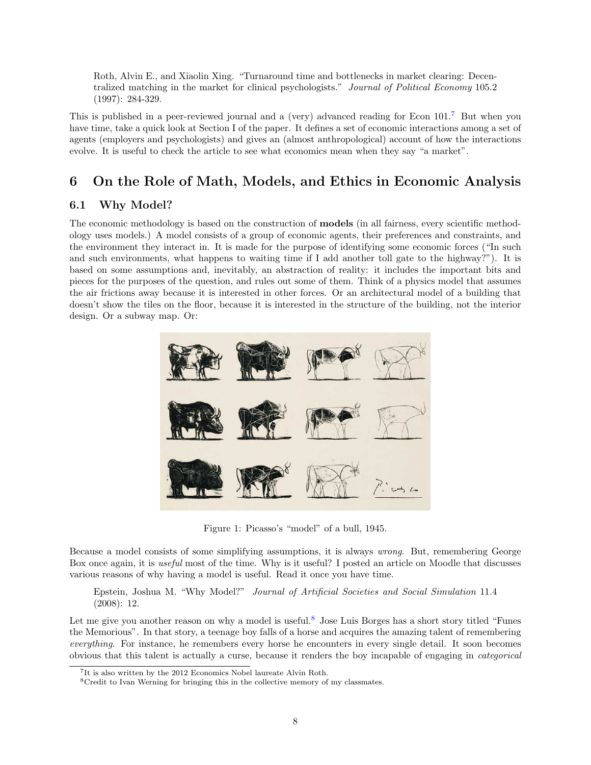Roth, Alvin E., and Xiaolin Xing. "Turnaround time and bottlenecks in market clearing: Decentralized matching in the market for clinical psychologists." *Journal of Political Economy* 105.2 (1997): 284-329.

This is published in a peer-reviewed journal and a (very) advanced reading for Econ 101.[7] But when you have time, take a quick look at Section I of the paper. It defines a set of economic interactions among a set of agents (employers and psychologists) and gives an (almost anthropological) account of how the interactions evolve. It is useful to check the article to see what economics mean when they say "a market".

## 6 On the Role of Math, Models, and Ethics in Economic Analysis

### 6.1 Why Model?

The economic methodology is based on the construction of **models** (in all fairness, every scientific methodology uses models.) A model consists of a group of economic agents, their preferences and constraints, and the environment they interact in. It is made for the purpose of identifying some economic forces ("In such and such environments, what happens to waiting time if I add another toll gate to the highway?"). It is based on some assumptions and, inevitably, an abstraction of reality: it includes the important bits and pieces for the purposes of the question, and rules out some of them. Think of a physics model that assumes the air frictions away because it is interested in other forces. Or an architectural model of a building that doesn't show the tiles on the floor, because it is interested in the structure of the building, not the interior design. Or a subway map. Or:

Figure 1: Picasso's "model" of a bull, 1945.

Because a model consists of some simplifying assumptions, it is always *wrong*. But, remembering George Box once again, it is *useful* most of the time. Why is it useful? I posted an article on Moodle that discusses various reasons of why having a model is useful. Read it once you have time.

Epstein, Joshua M. "Why Model?" *Journal of Artificial Societies and Social Simulation* 11.4 (2008): 12.

Let me give you another reason on why a model is useful.[8] Jose Luis Borges has a short story titled "Funes the Memorious". In that story, a teenage boy falls of a horse and acquires the amazing talent of remembering *everything*. For instance, he remembers every horse he encounters in every single detail. It soon becomes obvious that this talent is actually a curse, because it renders the boy incapable of engaging in *categorical*

[7] It is also written by the 2012 Economics Nobel laureate Alvin Roth.

[8] Credit to Ivan Werning for bringing this in the collective memory of my classmates.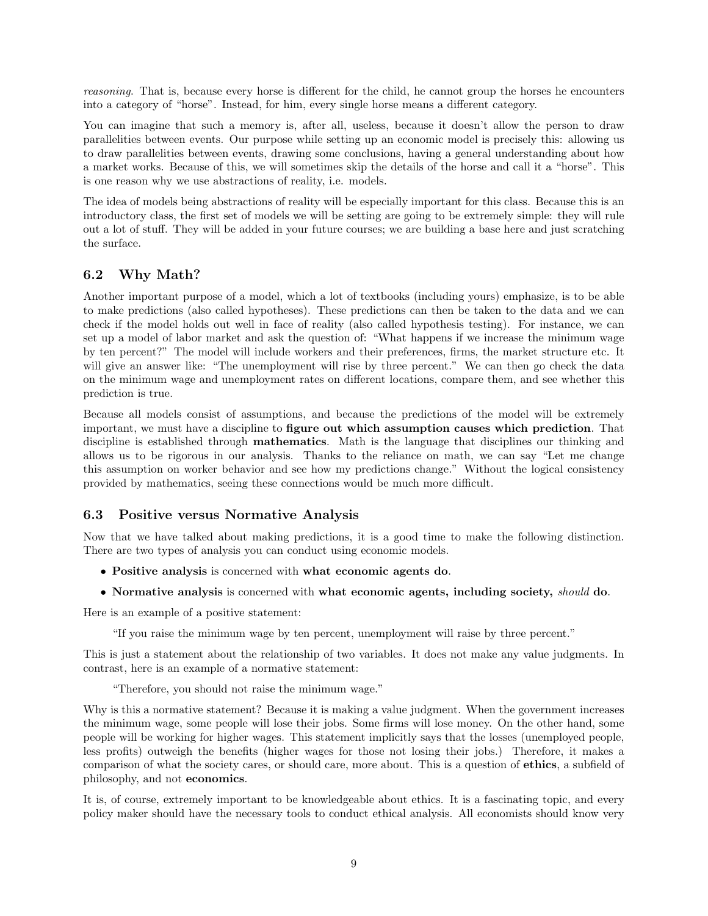*reasoning*. That is, because every horse is different for the child, he cannot group the horses he encounters into a category of "horse". Instead, for him, every single horse means a different category.

You can imagine that such a memory is, after all, useless, because it doesn't allow the person to draw parallelities between events. Our purpose while setting up an economic model is precisely this: allowing us to draw parallelities between events, drawing some conclusions, having a general understanding about how a market works. Because of this, we will sometimes skip the details of the horse and call it a "horse". This is one reason why we use abstractions of reality, i.e. models.

The idea of models being abstractions of reality will be especially important for this class. Because this is an introductory class, the first set of models we will be setting are going to be extremely simple: they will rule out a lot of stuff. They will be added in your future courses; we are building a base here and just scratching the surface.

## 6.2 Why Math?

Another important purpose of a model, which a lot of textbooks (including yours) emphasize, is to be able to make predictions (also called hypotheses). These predictions can then be taken to the data and we can check if the model holds out well in face of reality (also called hypothesis testing). For instance, we can set up a model of labor market and ask the question of: "What happens if we increase the minimum wage by ten percent?" The model will include workers and their preferences, firms, the market structure etc. It will give an answer like: "The unemployment will rise by three percent." We can then go check the data on the minimum wage and unemployment rates on different locations, compare them, and see whether this prediction is true.

Because all models consist of assumptions, and because the predictions of the model will be extremely important, we must have a discipline to **figure out which assumption causes which prediction**. That discipline is established through **mathematics**. Math is the language that disciplines our thinking and allows us to be rigorous in our analysis. Thanks to the reliance on math, we can say "Let me change this assumption on worker behavior and see how my predictions change." Without the logical consistency provided by mathematics, seeing these connections would be much more difficult.

## 6.3 Positive versus Normative Analysis

Now that we have talked about making predictions, it is a good time to make the following distinction. There are two types of analysis you can conduct using economic models.

- **Positive analysis** is concerned with **what economic agents do**.
- **Normative analysis** is concerned with **what economic agents, including society, *should* do**.

Here is an example of a positive statement:

> "If you raise the minimum wage by ten percent, unemployment will raise by three percent."

This is just a statement about the relationship of two variables. It does not make any value judgments. In contrast, here is an example of a normative statement:

> "Therefore, you should not raise the minimum wage."

Why is this a normative statement? Because it is making a value judgment. When the government increases the minimum wage, some people will lose their jobs. Some firms will lose money. On the other hand, some people will be working for higher wages. This statement implicitly says that the losses (unemployed people, less profits) outweigh the benefits (higher wages for those not losing their jobs.) Therefore, it makes a comparison of what the society cares, or should care, more about. This is a question of **ethics**, a subfield of philosophy, and not **economics**.

It is, of course, extremely important to be knowledgeable about ethics. It is a fascinating topic, and every policy maker should have the necessary tools to conduct ethical analysis. All economists should know very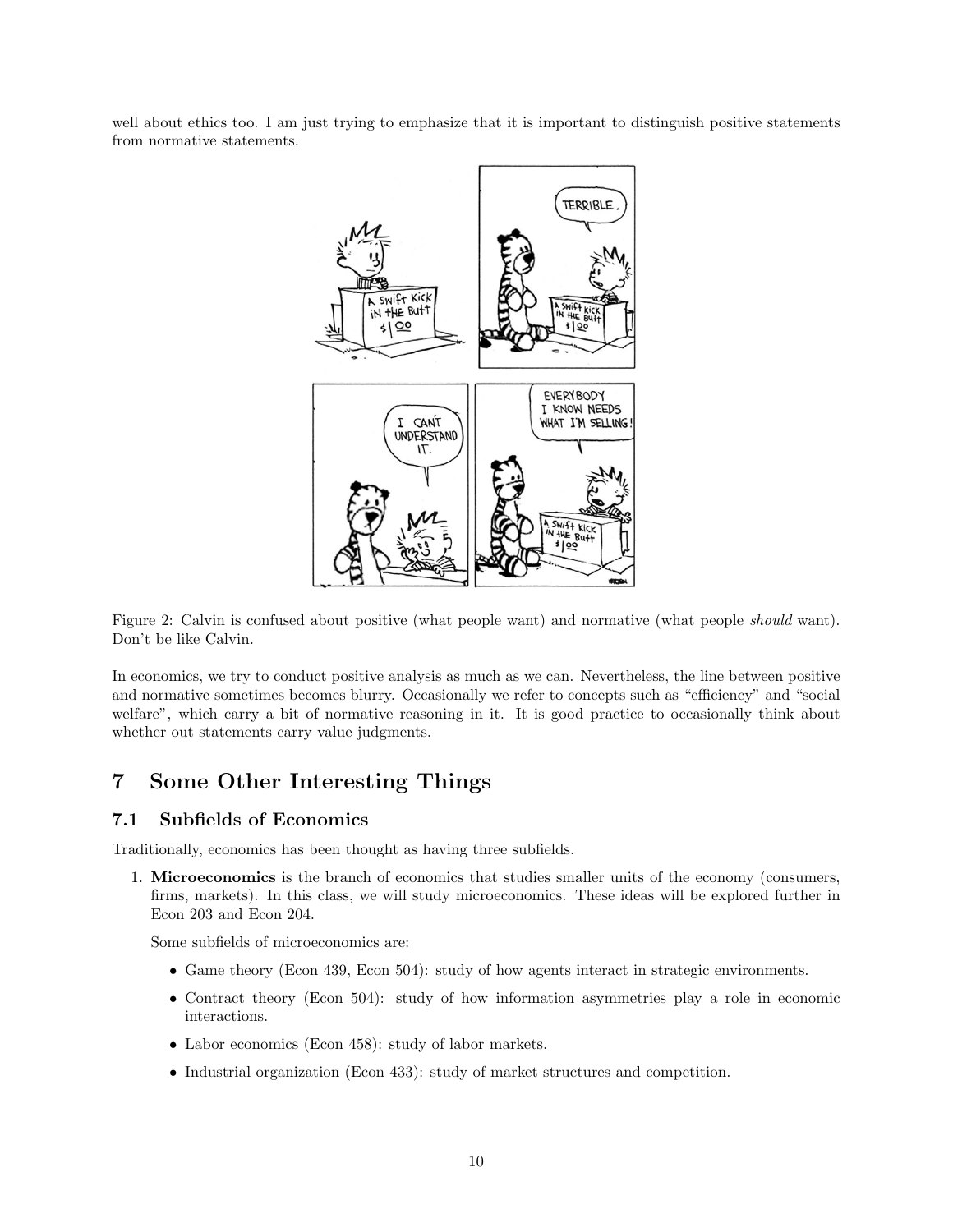well about ethics too. I am just trying to emphasize that it is important to distinguish positive statements from normative statements.

Figure 2: Calvin is confused about positive (what people want) and normative (what people *should* want). Don't be like Calvin.

In economics, we try to conduct positive analysis as much as we can. Nevertheless, the line between positive and normative sometimes becomes blurry. Occasionally we refer to concepts such as "efficiency" and "social welfare", which carry a bit of normative reasoning in it. It is good practice to occasionally think about whether out statements carry value judgments.

# 7 Some Other Interesting Things

## 7.1 Subfields of Economics

Traditionally, economics has been thought as having three subfields.

1. **Microeconomics** is the branch of economics that studies smaller units of the economy (consumers, firms, markets). In this class, we will study microeconomics. These ideas will be explored further in Econ 203 and Econ 204.

   Some subfields of microeconomics are:

   - Game theory (Econ 439, Econ 504): study of how agents interact in strategic environments.
   - Contract theory (Econ 504): study of how information asymmetries play a role in economic interactions.
   - Labor economics (Econ 458): study of labor markets.
   - Industrial organization (Econ 433): study of market structures and competition.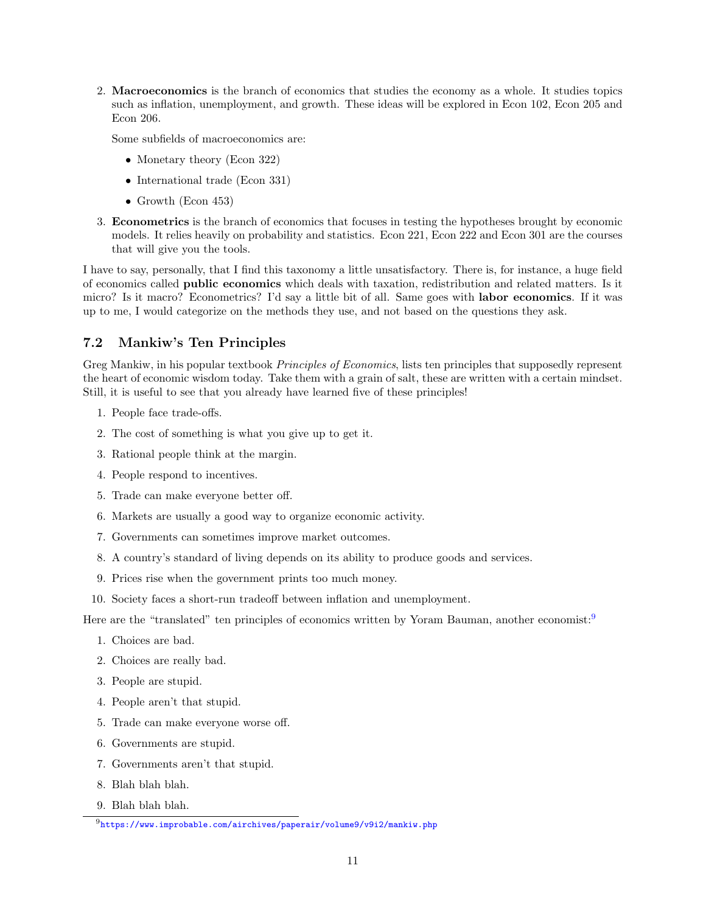2. **Macroeconomics** is the branch of economics that studies the economy as a whole. It studies topics such as inflation, unemployment, and growth. These ideas will be explored in Econ 102, Econ 205 and Econ 206.

   Some subfields of macroeconomics are:

   - Monetary theory (Econ 322)
   - International trade (Econ 331)
   - Growth (Econ 453)

3. **Econometrics** is the branch of economics that focuses in testing the hypotheses brought by economic models. It relies heavily on probability and statistics. Econ 221, Econ 222 and Econ 301 are the courses that will give you the tools.

I have to say, personally, that I find this taxonomy a little unsatisfactory. There is, for instance, a huge field of economics called **public economics** which deals with taxation, redistribution and related matters. Is it micro? Is it macro? Econometrics? I'd say a little bit of all. Same goes with **labor economics**. If it was up to me, I would categorize on the methods they use, and not based on the questions they ask.

## 7.2 Mankiw's Ten Principles

Greg Mankiw, in his popular textbook *Principles of Economics*, lists ten principles that supposedly represent the heart of economic wisdom today. Take them with a grain of salt, these are written with a certain mindset. Still, it is useful to see that you already have learned five of these principles!

1. People face trade-offs.
2. The cost of something is what you give up to get it.
3. Rational people think at the margin.
4. People respond to incentives.
5. Trade can make everyone better off.
6. Markets are usually a good way to organize economic activity.
7. Governments can sometimes improve market outcomes.
8. A country's standard of living depends on its ability to produce goods and services.
9. Prices rise when the government prints too much money.
10. Society faces a short-run tradeoff between inflation and unemployment.

Here are the "translated" ten principles of economics written by Yoram Bauman, another economist:[9]

1. Choices are bad.
2. Choices are really bad.
3. People are stupid.
4. People aren't that stupid.
5. Trade can make everyone worse off.
6. Governments are stupid.
7. Governments aren't that stupid.
8. Blah blah blah.
9. Blah blah blah.

[9] https://www.improbable.com/airchives/paperair/volume9/v9i2/mankiw.php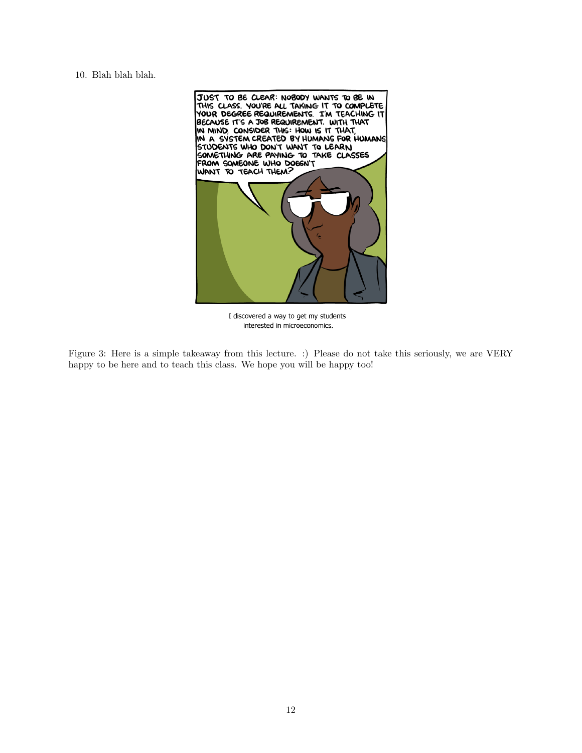10. Blah blah blah.

Figure 3: Here is a simple takeaway from this lecture. :) Please do not take this seriously, we are VERY happy to be here and to teach this class. We hope you will be happy too!